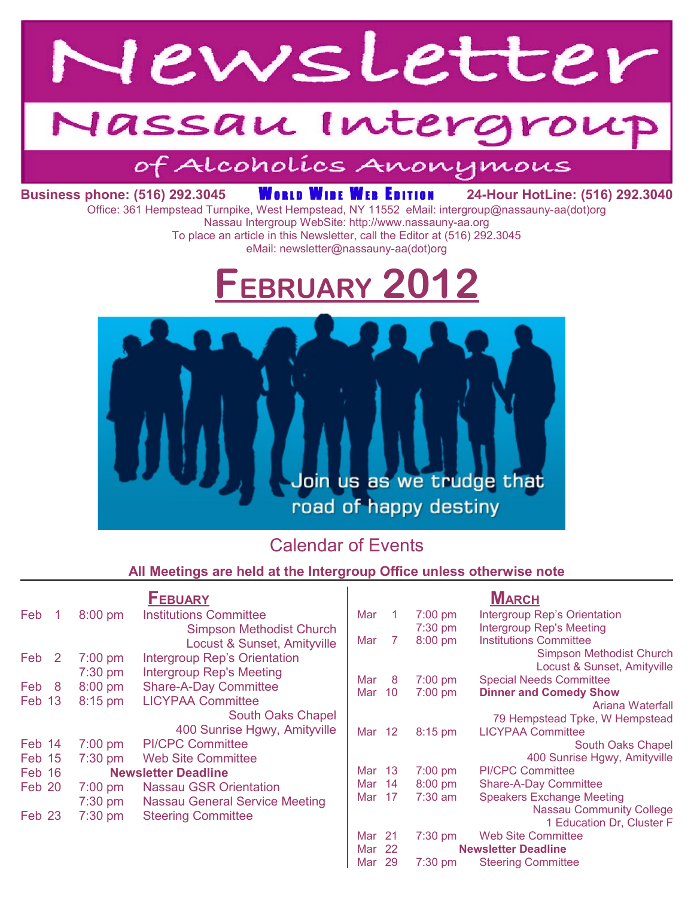# Newsletter

## Nassau Intergroup

### of Alcoholics Anonymous

**Business phone: (516) 292.3045** **WORLD WIDE WEB EDITION** **24-Hour HotLine: (516) 292.3040**

Office: 361 Hempstead Turnpike, West Hempstead, NY 11552 eMail: intergroup@nassauny-aa(dot)org
Nassau Intergroup WebSite: http://www.nassauny-aa.org
To place an article in this Newsletter, call the Editor at (516) 292.3045
eMail: newsletter@nassauny-aa(dot)org

# FEBRUARY 2012

Join us as we trudge that road of happy destiny

## Calendar of Events

**All Meetings are held at the Intergroup Office unless otherwise note**

### FEBUARY

| Date | Time | Event |
|---|---|---|
| Feb 1 | 8:00 pm | Institutions Committee<br>Simpson Methodist Church<br>Locust & Sunset, Amityville |
| Feb 2 | 7:00 pm | Intergroup Rep's Orientation |
| | 7:30 pm | Intergroup Rep's Meeting |
| Feb 8 | 8:00 pm | Share-A-Day Committee |
| Feb 13 | 8:15 pm | LICYPAA Committee<br>South Oaks Chapel<br>400 Sunrise Hgwy, Amityville |
| Feb 14 | 7:00 pm | PI/CPC Committee |
| Feb 15 | 7:30 pm | Web Site Committee |
| Feb 16 | | **Newsletter Deadline** |
| Feb 20 | 7:00 pm | Nassau GSR Orientation |
| | 7:30 pm | Nassau General Service Meeting |
| Feb 23 | 7:30 pm | Steering Committee |

### MARCH

| Date | Time | Event |
|---|---|---|
| Mar 1 | 7:00 pm | Intergroup Rep's Orientation |
| | 7:30 pm | Intergroup Rep's Meeting |
| Mar 7 | 8:00 pm | Institutions Committee<br>Simpson Methodist Church<br>Locust & Sunset, Amityville |
| Mar 8 | 7:00 pm | Special Needs Committee |
| Mar 10 | 7:00 pm | **Dinner and Comedy Show**<br>Ariana Waterfall<br>79 Hempstead Tpke, W Hempstead |
| Mar 12 | 8:15 pm | LICYPAA Committee<br>South Oaks Chapel<br>400 Sunrise Hgwy, Amityville |
| Mar 13 | 7:00 pm | PI/CPC Committee |
| Mar 14 | 8:00 pm | Share-A-Day Committee |
| Mar 17 | 7:30 am | Speakers Exchange Meeting<br>Nassau Community College<br>1 Education Dr, Cluster F |
| Mar 21 | 7:30 pm | Web Site Committee |
| Mar 22 | | **Newsletter Deadline** |
| Mar 29 | 7:30 pm | Steering Committee |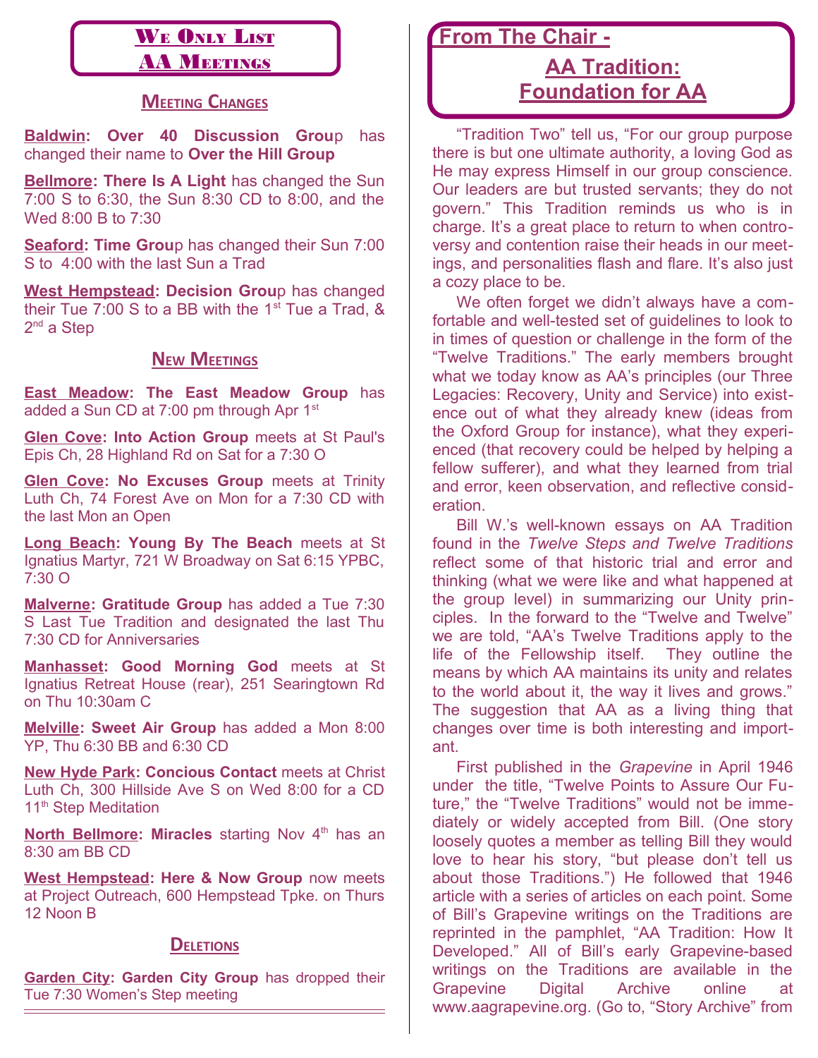## We Only List AA Meetings

### Meeting Changes

**Baldwin: Over 40 Discussion Grou**p has changed their name to **Over the Hill Group**

**Bellmore: There Is A Light** has changed the Sun 7:00 S to 6:30, the Sun 8:30 CD to 8:00, and the Wed 8:00 B to 7:30

**Seaford: Time Grou**p has changed their Sun 7:00 S to 4:00 with the last Sun a Trad

**West Hempstead: Decision Grou**p has changed their Tue 7:00 S to a BB with the 1st Tue a Trad, & 2nd a Step

### New Meetings

**East Meadow: The East Meadow Group** has added a Sun CD at 7:00 pm through Apr 1st

**Glen Cove: Into Action Group** meets at St Paul's Epis Ch, 28 Highland Rd on Sat for a 7:30 O

**Glen Cove: No Excuses Group** meets at Trinity Luth Ch, 74 Forest Ave on Mon for a 7:30 CD with the last Mon an Open

**Long Beach: Young By The Beach** meets at St Ignatius Martyr, 721 W Broadway on Sat 6:15 YPBC, 7:30 O

**Malverne: Gratitude Group** has added a Tue 7:30 S Last Tue Tradition and designated the last Thu 7:30 CD for Anniversaries

**Manhasset: Good Morning God** meets at St Ignatius Retreat House (rear), 251 Searingtown Rd on Thu 10:30am C

**Melville: Sweet Air Group** has added a Mon 8:00 YP, Thu 6:30 BB and 6:30 CD

**New Hyde Park: Concious Contact** meets at Christ Luth Ch, 300 Hillside Ave S on Wed 8:00 for a CD 11th Step Meditation

**North Bellmore: Miracles** starting Nov 4th has an 8:30 am BB CD

**West Hempstead: Here & Now Group** now meets at Project Outreach, 600 Hempstead Tpke. on Thurs 12 Noon B

### Deletions

**Garden City: Garden City Group** has dropped their Tue 7:30 Women's Step meeting

## From The Chair - AA Tradition: Foundation for AA

"Tradition Two" tell us, "For our group purpose there is but one ultimate authority, a loving God as He may express Himself in our group conscience. Our leaders are but trusted servants; they do not govern." This Tradition reminds us who is in charge. It's a great place to return to when controversy and contention raise their heads in our meetings, and personalities flash and flare. It's also just a cozy place to be.

We often forget we didn't always have a comfortable and well-tested set of guidelines to look to in times of question or challenge in the form of the "Twelve Traditions." The early members brought what we today know as AA's principles (our Three Legacies: Recovery, Unity and Service) into existence out of what they already knew (ideas from the Oxford Group for instance), what they experienced (that recovery could be helped by helping a fellow sufferer), and what they learned from trial and error, keen observation, and reflective consideration.

Bill W.'s well-known essays on AA Tradition found in the *Twelve Steps and Twelve Traditions* reflect some of that historic trial and error and thinking (what we were like and what happened at the group level) in summarizing our Unity principles. In the forward to the "Twelve and Twelve" we are told, "AA's Twelve Traditions apply to the life of the Fellowship itself. They outline the means by which AA maintains its unity and relates to the world about it, the way it lives and grows." The suggestion that AA as a living thing that changes over time is both interesting and important.

First published in the *Grapevine* in April 1946 under the title, "Twelve Points to Assure Our Future," the "Twelve Traditions" would not be immediately or widely accepted from Bill. (One story loosely quotes a member as telling Bill they would love to hear his story, "but please don't tell us about those Traditions.") He followed that 1946 article with a series of articles on each point. Some of Bill's Grapevine writings on the Traditions are reprinted in the pamphlet, "AA Tradition: How It Developed." All of Bill's early Grapevine-based writings on the Traditions are available in the Grapevine Digital Archive online at www.aagrapevine.org. (Go to, "Story Archive" from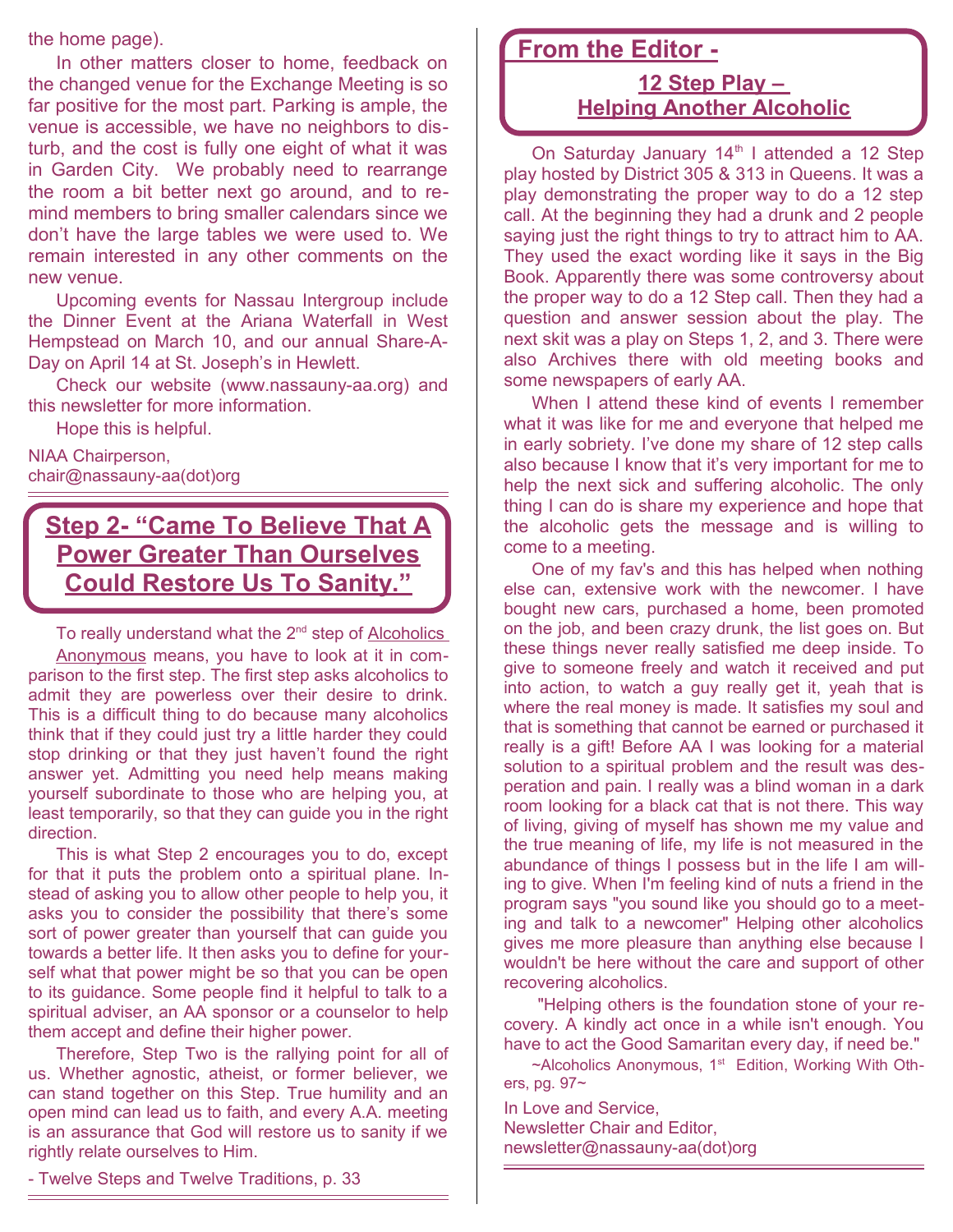the home page).

In other matters closer to home, feedback on the changed venue for the Exchange Meeting is so far positive for the most part. Parking is ample, the venue is accessible, we have no neighbors to disturb, and the cost is fully one eight of what it was in Garden City. We probably need to rearrange the room a bit better next go around, and to remind members to bring smaller calendars since we don't have the large tables we were used to. We remain interested in any other comments on the new venue.

Upcoming events for Nassau Intergroup include the Dinner Event at the Ariana Waterfall in West Hempstead on March 10, and our annual Share-A-Day on April 14 at St. Joseph's in Hewlett.

Check our website (www.nassauny-aa.org) and this newsletter for more information.

Hope this is helpful.

NIAA Chairperson,
chair@nassauny-aa(dot)org

## Step 2- "Came To Believe That A Power Greater Than Ourselves Could Restore Us To Sanity."

To really understand what the 2nd step of Alcoholics Anonymous means, you have to look at it in comparison to the first step. The first step asks alcoholics to admit they are powerless over their desire to drink. This is a difficult thing to do because many alcoholics think that if they could just try a little harder they could stop drinking or that they just haven't found the right answer yet. Admitting you need help means making yourself subordinate to those who are helping you, at least temporarily, so that they can guide you in the right direction.

This is what Step 2 encourages you to do, except for that it puts the problem onto a spiritual plane. Instead of asking you to allow other people to help you, it asks you to consider the possibility that there's some sort of power greater than yourself that can guide you towards a better life. It then asks you to define for yourself what that power might be so that you can be open to its guidance. Some people find it helpful to talk to a spiritual adviser, an AA sponsor or a counselor to help them accept and define their higher power.

Therefore, Step Two is the rallying point for all of us. Whether agnostic, atheist, or former believer, we can stand together on this Step. True humility and an open mind can lead us to faith, and every A.A. meeting is an assurance that God will restore us to sanity if we rightly relate ourselves to Him.

- Twelve Steps and Twelve Traditions, p. 33

## From the Editor -

### 12 Step Play – Helping Another Alcoholic

On Saturday January 14th I attended a 12 Step play hosted by District 305 & 313 in Queens. It was a play demonstrating the proper way to do a 12 step call. At the beginning they had a drunk and 2 people saying just the right things to try to attract him to AA. They used the exact wording like it says in the Big Book. Apparently there was some controversy about the proper way to do a 12 Step call. Then they had a question and answer session about the play. The next skit was a play on Steps 1, 2, and 3. There were also Archives there with old meeting books and some newspapers of early AA.

When I attend these kind of events I remember what it was like for me and everyone that helped me in early sobriety. I've done my share of 12 step calls also because I know that it's very important for me to help the next sick and suffering alcoholic. The only thing I can do is share my experience and hope that the alcoholic gets the message and is willing to come to a meeting.

One of my fav's and this has helped when nothing else can, extensive work with the newcomer. I have bought new cars, purchased a home, been promoted on the job, and been crazy drunk, the list goes on. But these things never really satisfied me deep inside. To give to someone freely and watch it received and put into action, to watch a guy really get it, yeah that is where the real money is made. It satisfies my soul and that is something that cannot be earned or purchased it really is a gift! Before AA I was looking for a material solution to a spiritual problem and the result was desperation and pain. I really was a blind woman in a dark room looking for a black cat that is not there. This way of living, giving of myself has shown me my value and the true meaning of life, my life is not measured in the abundance of things I possess but in the life I am willing to give. When I'm feeling kind of nuts a friend in the program says "you sound like you should go to a meeting and talk to a newcomer" Helping other alcoholics gives me more pleasure than anything else because I wouldn't be here without the care and support of other recovering alcoholics.

"Helping others is the foundation stone of your recovery. A kindly act once in a while isn't enough. You have to act the Good Samaritan every day, if need be."

~Alcoholics Anonymous, 1st Edition, Working With Others, pg. 97~

In Love and Service,
Newsletter Chair and Editor,
newsletter@nassauny-aa(dot)org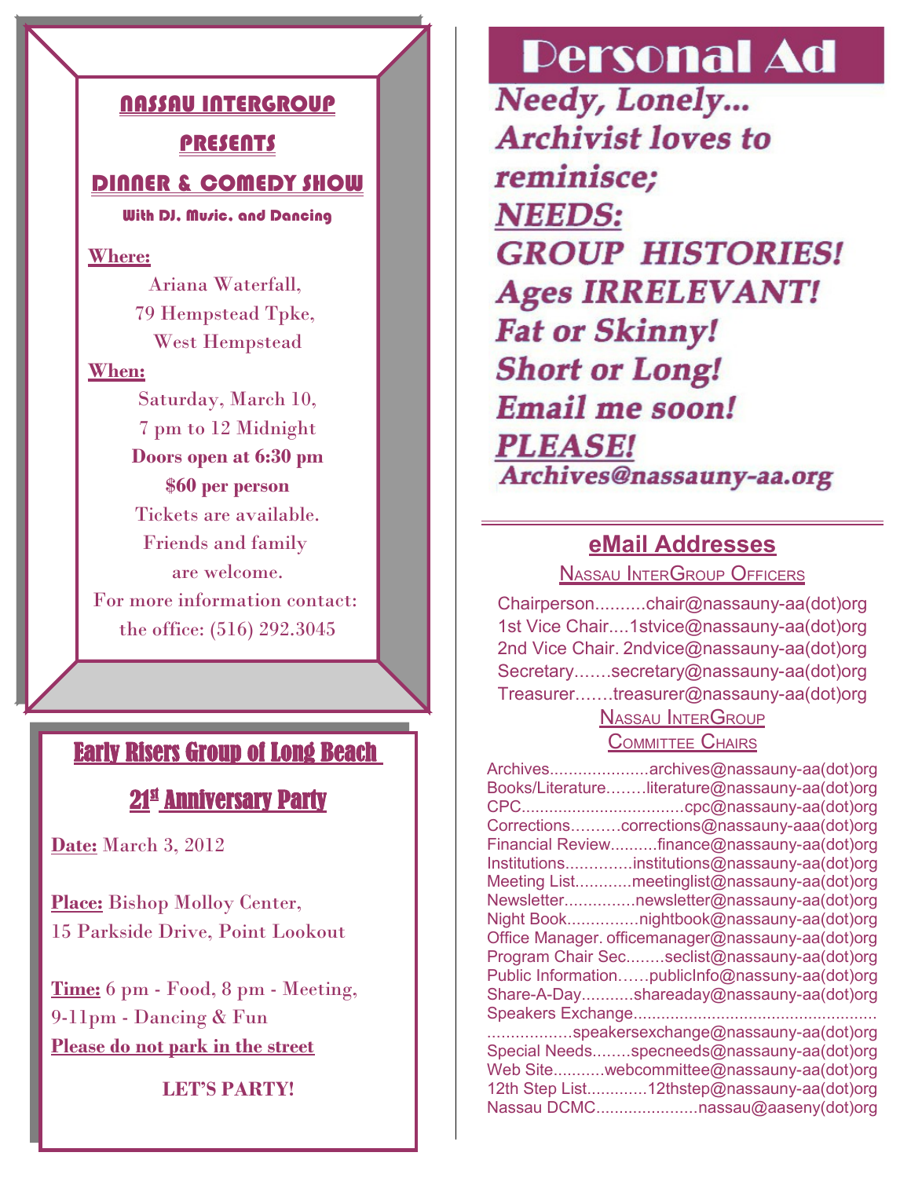## NASSAU INTERGROUP

## PRESENTS

## DINNER & COMEDY SHOW

**With DJ. Music. and Dancing**

**Where:**

Ariana Waterfall,
79 Hempstead Tpke,
West Hempstead

**When:**

Saturday, March 10,
7 pm to 12 Midnight
**Doors open at 6:30 pm**
**$60 per person**
Tickets are available.
Friends and family
are welcome.
For more information contact:
the office: (516) 292.3045

## Early Risers Group of Long Beach

## 21st Anniversary Party

**Date:** March 3, 2012

**Place:** Bishop Molloy Center,
15 Parkside Drive, Point Lookout

**Time:** 6 pm - Food, 8 pm - Meeting,
9-11pm - Dancing & Fun
**Please do not park in the street**

**LET'S PARTY!**

# Personal Ad

***Needy, Lonely...***
***Archivist loves to***
***reminisce;***
***NEEDS:***
***GROUP HISTORIES!***
***Ages IRRELEVANT!***
***Fat or Skinny!***
***Short or Long!***
***Email me soon!***
***PLEASE!***
***Archives@nassauny-aa.org***

## eMail Addresses

### Nassau InterGroup Officers

Chairperson..........chair@nassauny-aa(dot)org
1st Vice Chair....1stvice@nassauny-aa(dot)org
2nd Vice Chair. 2ndvice@nassauny-aa(dot)org
Secretary.......secretary@nassauny-aa(dot)org
Treasurer.......treasurer@nassauny-aa(dot)org

### Nassau InterGroup Committee Chairs

Archives....................archives@nassauny-aa(dot)org
Books/Literature........literature@nassauny-aa(dot)org
CPC..................................cpc@nassauny-aa(dot)org
Corrections..........corrections@nassauny-aaa(dot)org
Financial Review..........finance@nassauny-aa(dot)org
Institutions..............institutions@nassauny-aa(dot)org
Meeting List............meetinglist@nassauny-aa(dot)org
Newsletter...............newsletter@nassauny-aa(dot)org
Night Book...............nightbook@nassauny-aa(dot)org
Office Manager. officemanager@nassauny-aa(dot)org
Program Chair Sec........seclist@nassauny-aa(dot)org
Public Information......publicInfo@nassauny-aa(dot)org
Share-A-Day...........shareaday@nassauny-aa(dot)org
Speakers Exchange....................................................
..................speakersexchange@nassauny-aa(dot)org
Special Needs........specneeds@nassauny-aa(dot)org
Web Site...........webcommittee@nassauny-aa(dot)org
12th Step List.............12thstep@nassauny-aa(dot)org
Nassau DCMC......................nassau@aaseny(dot)org